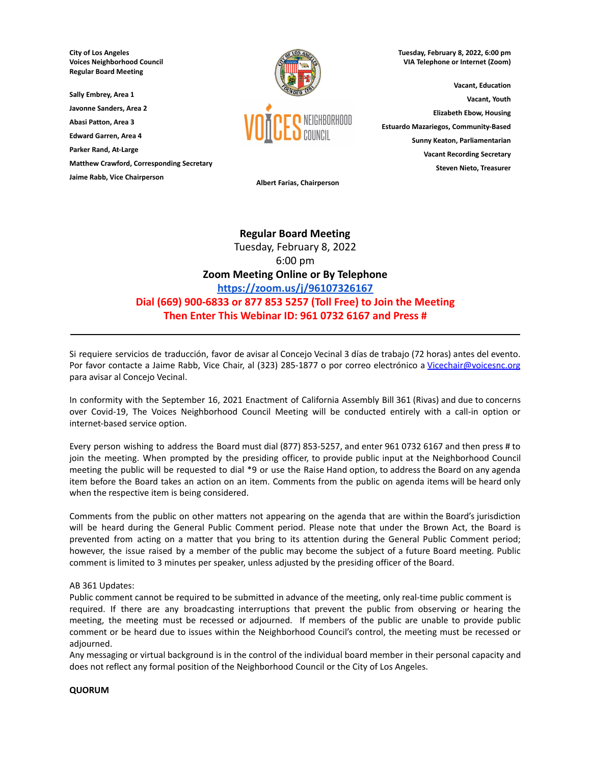**City of Los Angeles**
**Voices Neighborhood Council**
**Regular Board Meeting**

**Sally Embrey, Area 1**
**Javonne Sanders, Area 2**
**Abasi Patton, Area 3**
**Edward Garren, Area 4**
**Parker Rand, At-Large**
**Matthew Crawford, Corresponding Secretary**
**Jaime Rabb, Vice Chairperson**

**Albert Farias, Chairperson**

**Tuesday, February 8, 2022, 6:00 pm**
**VIA Telephone or Internet (Zoom)**

**Vacant, Education**
**Vacant, Youth**
**Elizabeth Ebow, Housing**
**Estuardo Mazariegos, Community-Based**
**Sunny Keaton, Parliamentarian**
**Vacant Recording Secretary**
**Steven Nieto, Treasurer**

**Regular Board Meeting**
Tuesday, February 8, 2022
6:00 pm
**Zoom Meeting Online or By Telephone**
**https://zoom.us/j/96107326167**
**Dial (669) 900-6833 or 877 853 5257 (Toll Free) to Join the Meeting**
**Then Enter This Webinar ID: 961 0732 6167 and Press #**

---

Si requiere servicios de traducción, favor de avisar al Concejo Vecinal 3 días de trabajo (72 horas) antes del evento. Por favor contacte a Jaime Rabb, Vice Chair, al (323) 285-1877 o por correo electrónico a Vicechair@voicesnc.org para avisar al Concejo Vecinal.

In conformity with the September 16, 2021 Enactment of California Assembly Bill 361 (Rivas) and due to concerns over Covid-19, The Voices Neighborhood Council Meeting will be conducted entirely with a call-in option or internet-based service option.

Every person wishing to address the Board must dial (877) 853-5257, and enter 961 0732 6167 and then press # to join the meeting. When prompted by the presiding officer, to provide public input at the Neighborhood Council meeting the public will be requested to dial *9 or use the Raise Hand option, to address the Board on any agenda item before the Board takes an action on an item. Comments from the public on agenda items will be heard only when the respective item is being considered.

Comments from the public on other matters not appearing on the agenda that are within the Board's jurisdiction will be heard during the General Public Comment period. Please note that under the Brown Act, the Board is prevented from acting on a matter that you bring to its attention during the General Public Comment period; however, the issue raised by a member of the public may become the subject of a future Board meeting. Public comment is limited to 3 minutes per speaker, unless adjusted by the presiding officer of the Board.

AB 361 Updates:
Public comment cannot be required to be submitted in advance of the meeting, only real-time public comment is required. If there are any broadcasting interruptions that prevent the public from observing or hearing the meeting, the meeting must be recessed or adjourned. If members of the public are unable to provide public comment or be heard due to issues within the Neighborhood Council's control, the meeting must be recessed or adjourned.
Any messaging or virtual background is in the control of the individual board member in their personal capacity and does not reflect any formal position of the Neighborhood Council or the City of Los Angeles.

**QUORUM**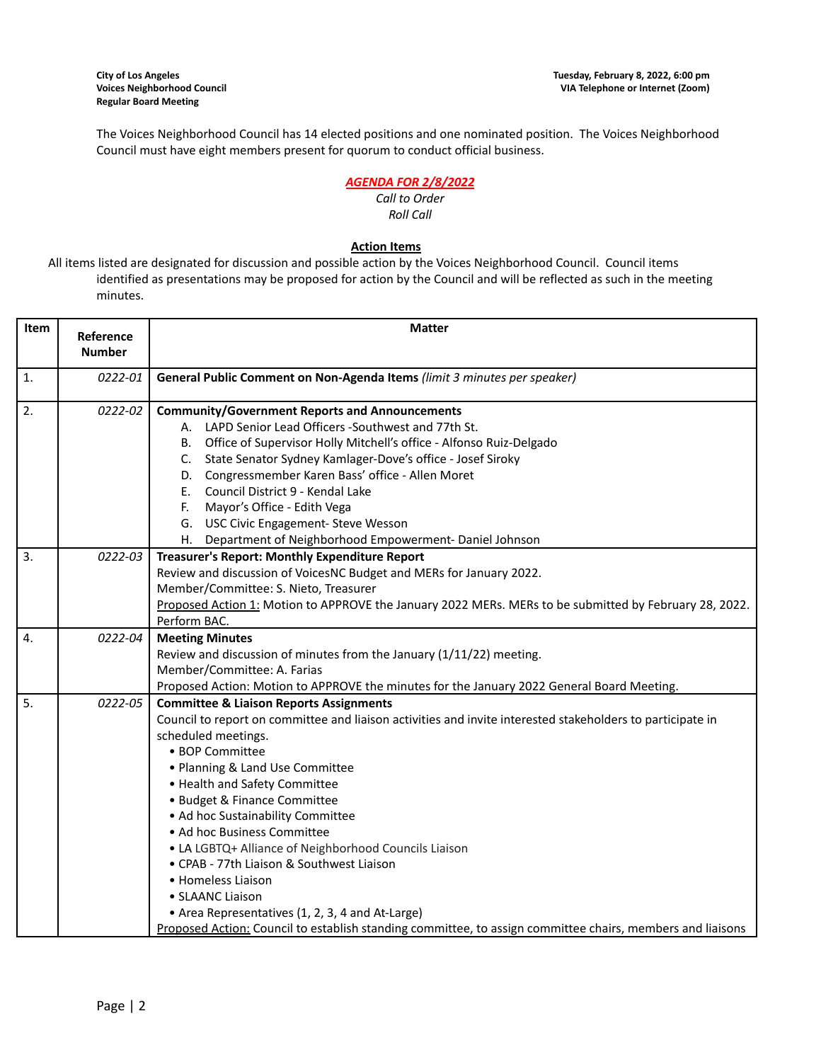**City of Los Angeles**
**Voices Neighborhood Council**
**Regular Board Meeting**

**Tuesday, February 8, 2022, 6:00 pm**
**VIA Telephone or Internet (Zoom)**

The Voices Neighborhood Council has 14 elected positions and one nominated position. The Voices Neighborhood Council must have eight members present for quorum to conduct official business.

***AGENDA FOR 2/8/2022***

*Call to Order*

*Roll Call*

**Action Items**

All items listed are designated for discussion and possible action by the Voices Neighborhood Council. Council items identified as presentations may be proposed for action by the Council and will be reflected as such in the meeting minutes.

| Item | Reference Number | Matter |
|---|---|---|
| 1. | *0222-01* | **General Public Comment on Non-Agenda Items** *(limit 3 minutes per speaker)* |
| 2. | *0222-02* | **Community/Government Reports and Announcements**<br>A. LAPD Senior Lead Officers -Southwest and 77th St.<br>B. Office of Supervisor Holly Mitchell's office - Alfonso Ruiz-Delgado<br>C. State Senator Sydney Kamlager-Dove's office - Josef Siroky<br>D. Congressmember Karen Bass' office - Allen Moret<br>E. Council District 9 - Kendal Lake<br>F. Mayor's Office - Edith Vega<br>G. USC Civic Engagement- Steve Wesson<br>H. Department of Neighborhood Empowerment- Daniel Johnson |
| 3. | *0222-03* | **Treasurer's Report: Monthly Expenditure Report**<br>Review and discussion of VoicesNC Budget and MERs for January 2022.<br>Member/Committee: S. Nieto, Treasurer<br>Proposed Action 1: Motion to APPROVE the January 2022 MERs. MERs to be submitted by February 28, 2022. Perform BAC. |
| 4. | *0222-04* | **Meeting Minutes**<br>Review and discussion of minutes from the January (1/11/22) meeting.<br>Member/Committee: A. Farias<br>Proposed Action: Motion to APPROVE the minutes for the January 2022 General Board Meeting. |
| 5. | *0222-05* | **Committee & Liaison Reports Assignments**<br>Council to report on committee and liaison activities and invite interested stakeholders to participate in scheduled meetings.<br>• BOP Committee<br>• Planning & Land Use Committee<br>• Health and Safety Committee<br>• Budget & Finance Committee<br>• Ad hoc Sustainability Committee<br>• Ad hoc Business Committee<br>• LA LGBTQ+ Alliance of Neighborhood Councils Liaison<br>• CPAB - 77th Liaison & Southwest Liaison<br>• Homeless Liaison<br>• SLAANC Liaison<br>• Area Representatives (1, 2, 3, 4 and At-Large)<br>Proposed Action: Council to establish standing committee, to assign committee chairs, members and liaisons |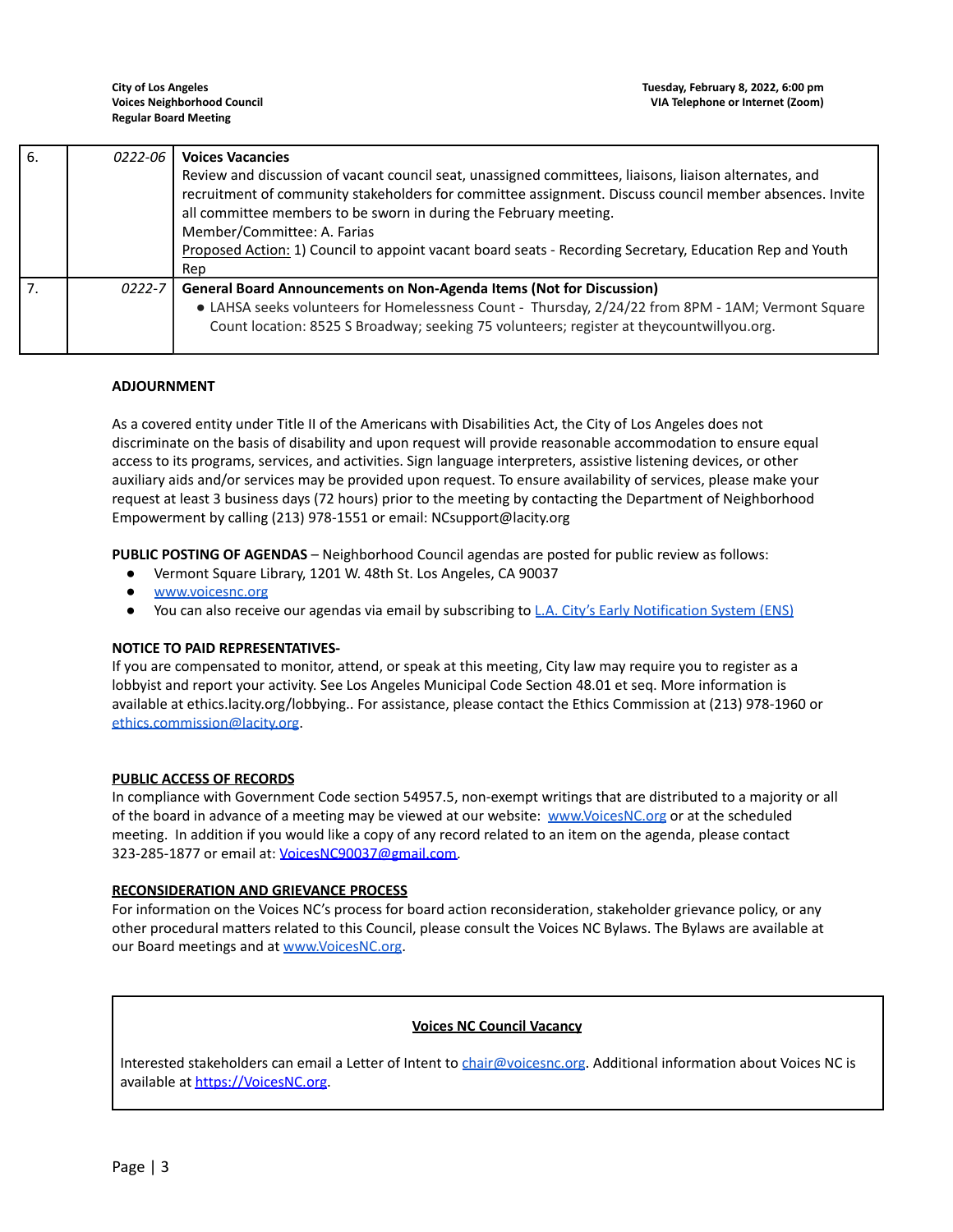| | | |
|---|---|---|
| 6. | 0222-06 | **Voices Vacancies**<br>Review and discussion of vacant council seat, unassigned committees, liaisons, liaison alternates, and recruitment of community stakeholders for committee assignment. Discuss council member absences. Invite all committee members to be sworn in during the February meeting.<br>Member/Committee: A. Farias<br>Proposed Action: 1) Council to appoint vacant board seats - Recording Secretary, Education Rep and Youth Rep |
| 7. | 0222-7 | **General Board Announcements on Non-Agenda Items (Not for Discussion)**<br>● LAHSA seeks volunteers for Homelessness Count - Thursday, 2/24/22 from 8PM - 1AM; Vermont Square Count location: 8525 S Broadway; seeking 75 volunteers; register at theycountwillyou.org. |

**ADJOURNMENT**

As a covered entity under Title II of the Americans with Disabilities Act, the City of Los Angeles does not discriminate on the basis of disability and upon request will provide reasonable accommodation to ensure equal access to its programs, services, and activities. Sign language interpreters, assistive listening devices, or other auxiliary aids and/or services may be provided upon request. To ensure availability of services, please make your request at least 3 business days (72 hours) prior to the meeting by contacting the Department of Neighborhood Empowerment by calling (213) 978-1551 or email: NCsupport@lacity.org

**PUBLIC POSTING OF AGENDAS** – Neighborhood Council agendas are posted for public review as follows:

- Vermont Square Library, 1201 W. 48th St. Los Angeles, CA 90037
- www.voicesnc.org
- You can also receive our agendas via email by subscribing to L.A. City's Early Notification System (ENS)

**NOTICE TO PAID REPRESENTATIVES-**
If you are compensated to monitor, attend, or speak at this meeting, City law may require you to register as a lobbyist and report your activity. See Los Angeles Municipal Code Section 48.01 et seq. More information is available at ethics.lacity.org/lobbying.. For assistance, please contact the Ethics Commission at (213) 978-1960 or ethics.commission@lacity.org.

**PUBLIC ACCESS OF RECORDS**
In compliance with Government Code section 54957.5, non-exempt writings that are distributed to a majority or all of the board in advance of a meeting may be viewed at our website: www.VoicesNC.org or at the scheduled meeting. In addition if you would like a copy of any record related to an item on the agenda, please contact 323-285-1877 or email at: VoicesNC90037@gmail.com.

**RECONSIDERATION AND GRIEVANCE PROCESS**
For information on the Voices NC's process for board action reconsideration, stakeholder grievance policy, or any other procedural matters related to this Council, please consult the Voices NC Bylaws. The Bylaws are available at our Board meetings and at www.VoicesNC.org.

**Voices NC Council Vacancy**

Interested stakeholders can email a Letter of Intent to chair@voicesnc.org. Additional information about Voices NC is available at https://VoicesNC.org.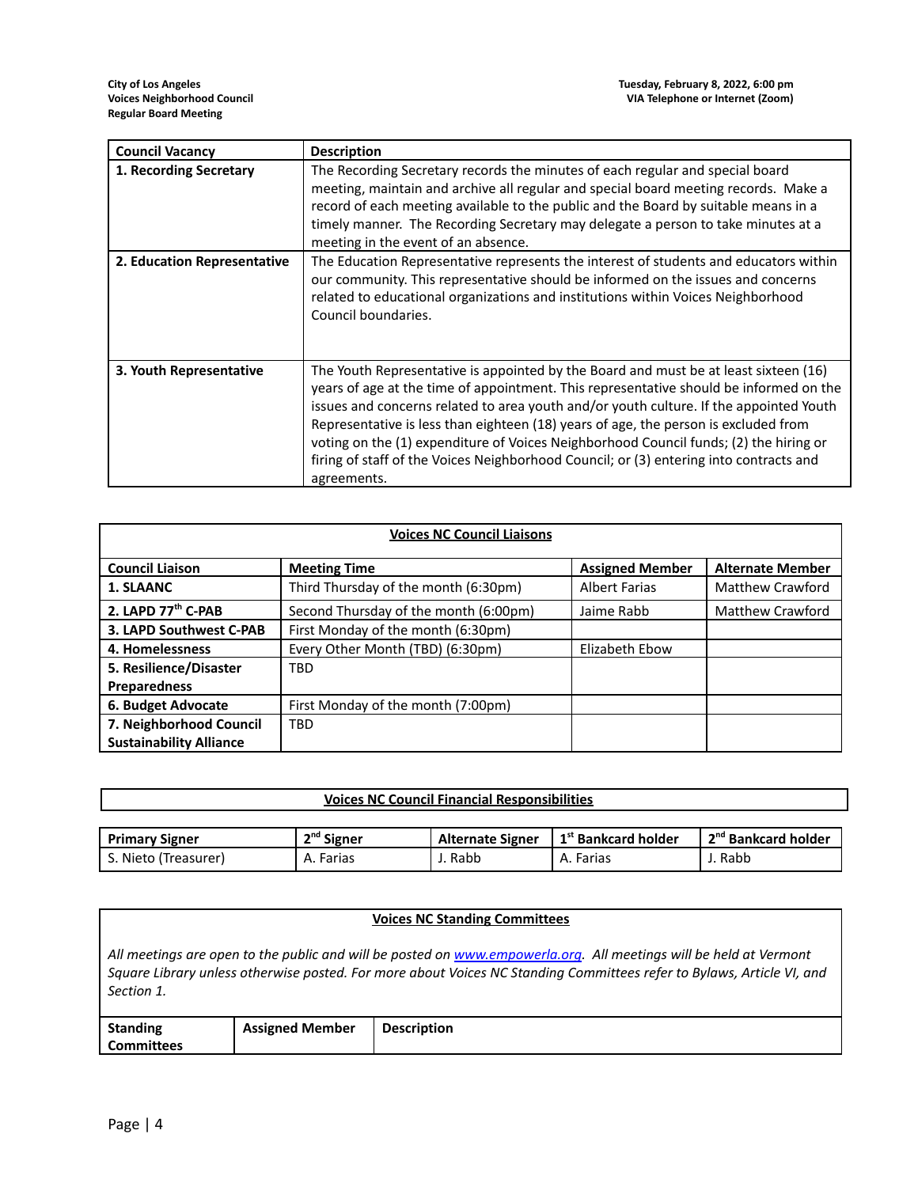| Council Vacancy | Description |
|---|---|
| **1. Recording Secretary** | The Recording Secretary records the minutes of each regular and special board meeting, maintain and archive all regular and special board meeting records. Make a record of each meeting available to the public and the Board by suitable means in a timely manner. The Recording Secretary may delegate a person to take minutes at a meeting in the event of an absence. |
| **2. Education Representative** | The Education Representative represents the interest of students and educators within our community. This representative should be informed on the issues and concerns related to educational organizations and institutions within Voices Neighborhood Council boundaries. |
| **3. Youth Representative** | The Youth Representative is appointed by the Board and must be at least sixteen (16) years of age at the time of appointment. This representative should be informed on the issues and concerns related to area youth and/or youth culture. If the appointed Youth Representative is less than eighteen (18) years of age, the person is excluded from voting on the (1) expenditure of Voices Neighborhood Council funds; (2) the hiring or firing of staff of the Voices Neighborhood Council; or (3) entering into contracts and agreements. |

**Voices NC Council Liaisons**

| Council Liaison | Meeting Time | Assigned Member | Alternate Member |
|---|---|---|---|
| **1. SLAANC** | Third Thursday of the month (6:30pm) | Albert Farias | Matthew Crawford |
| **2. LAPD 77th C-PAB** | Second Thursday of the month (6:00pm) | Jaime Rabb | Matthew Crawford |
| **3. LAPD Southwest C-PAB** | First Monday of the month (6:30pm) | | |
| **4. Homelessness** | Every Other Month (TBD) (6:30pm) | Elizabeth Ebow | |
| **5. Resilience/Disaster Preparedness** | TBD | | |
| **6. Budget Advocate** | First Monday of the month (7:00pm) | | |
| **7. Neighborhood Council Sustainability Alliance** | TBD | | |

**Voices NC Council Financial Responsibilities**

| Primary Signer | 2nd Signer | Alternate Signer | 1st Bankcard holder | 2nd Bankcard holder |
|---|---|---|---|---|
| S. Nieto (Treasurer) | A. Farias | J. Rabb | A. Farias | J. Rabb |

**Voices NC Standing Committees**

*All meetings are open to the public and will be posted on [www.empowerla.org](www.empowerla.org). All meetings will be held at Vermont Square Library unless otherwise posted. For more about Voices NC Standing Committees refer to Bylaws, Article VI, and Section 1.*

| Standing Committees | Assigned Member | Description |
|---|---|---|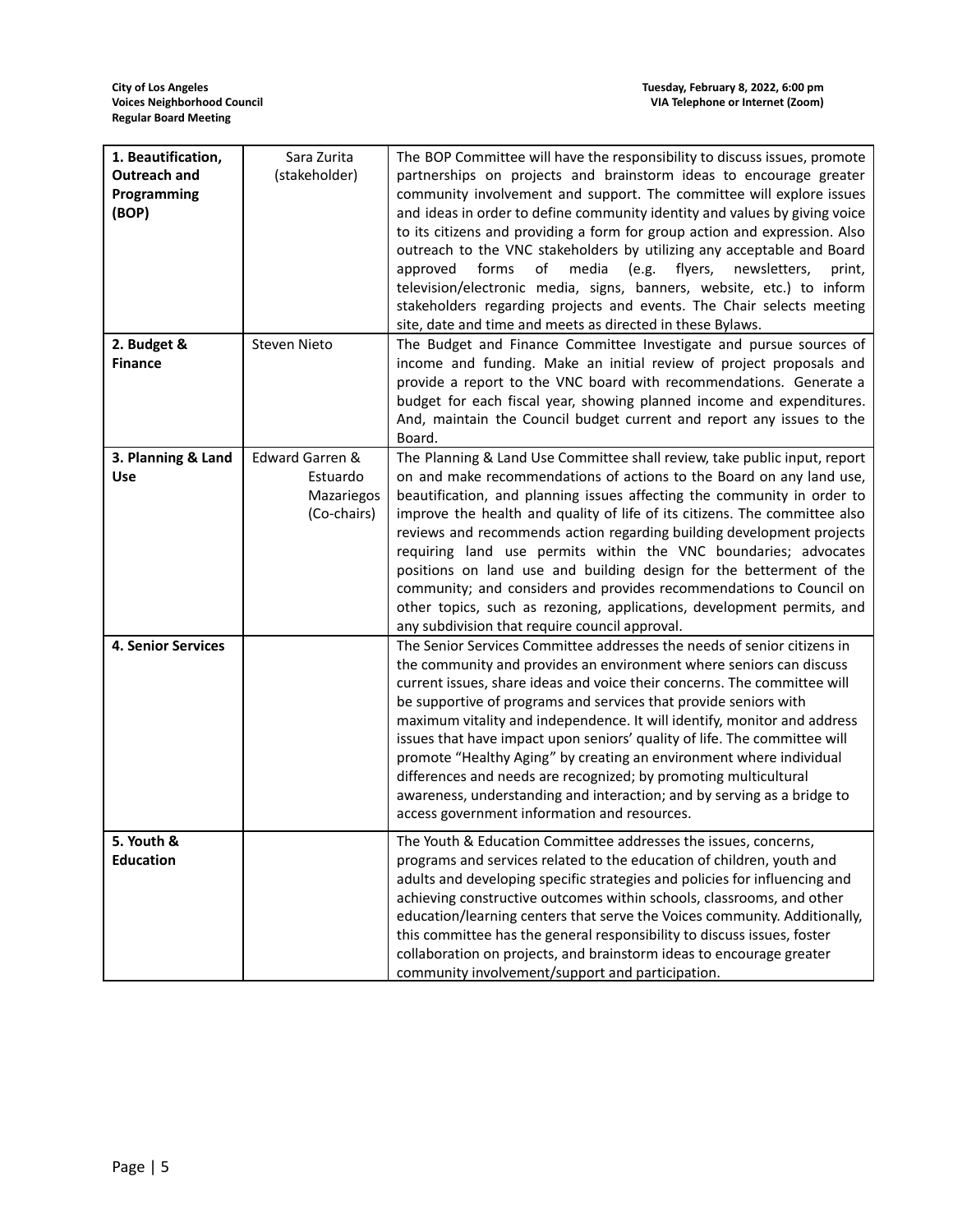| | | |
|---|---|---|
| **1. Beautification, Outreach and Programming (BOP)** | Sara Zurita (stakeholder) | The BOP Committee will have the responsibility to discuss issues, promote partnerships on projects and brainstorm ideas to encourage greater community involvement and support. The committee will explore issues and ideas in order to define community identity and values by giving voice to its citizens and providing a form for group action and expression. Also outreach to the VNC stakeholders by utilizing any acceptable and Board approved forms of media (e.g. flyers, newsletters, print, television/electronic media, signs, banners, website, etc.) to inform stakeholders regarding projects and events. The Chair selects meeting site, date and time and meets as directed in these Bylaws. |
| **2. Budget & Finance** | Steven Nieto | The Budget and Finance Committee Investigate and pursue sources of income and funding. Make an initial review of project proposals and provide a report to the VNC board with recommendations. Generate a budget for each fiscal year, showing planned income and expenditures. And, maintain the Council budget current and report any issues to the Board. |
| **3. Planning & Land Use** | Edward Garren & Estuardo Mazariegos (Co-chairs) | The Planning & Land Use Committee shall review, take public input, report on and make recommendations of actions to the Board on any land use, beautification, and planning issues affecting the community in order to improve the health and quality of life of its citizens. The committee also reviews and recommends action regarding building development projects requiring land use permits within the VNC boundaries; advocates positions on land use and building design for the betterment of the community; and considers and provides recommendations to Council on other topics, such as rezoning, applications, development permits, and any subdivision that require council approval. |
| **4. Senior Services** | | The Senior Services Committee addresses the needs of senior citizens in the community and provides an environment where seniors can discuss current issues, share ideas and voice their concerns. The committee will be supportive of programs and services that provide seniors with maximum vitality and independence. It will identify, monitor and address issues that have impact upon seniors' quality of life. The committee will promote "Healthy Aging" by creating an environment where individual differences and needs are recognized; by promoting multicultural awareness, understanding and interaction; and by serving as a bridge to access government information and resources. |
| **5. Youth & Education** | | The Youth & Education Committee addresses the issues, concerns, programs and services related to the education of children, youth and adults and developing specific strategies and policies for influencing and achieving constructive outcomes within schools, classrooms, and other education/learning centers that serve the Voices community. Additionally, this committee has the general responsibility to discuss issues, foster collaboration on projects, and brainstorm ideas to encourage greater community involvement/support and participation. |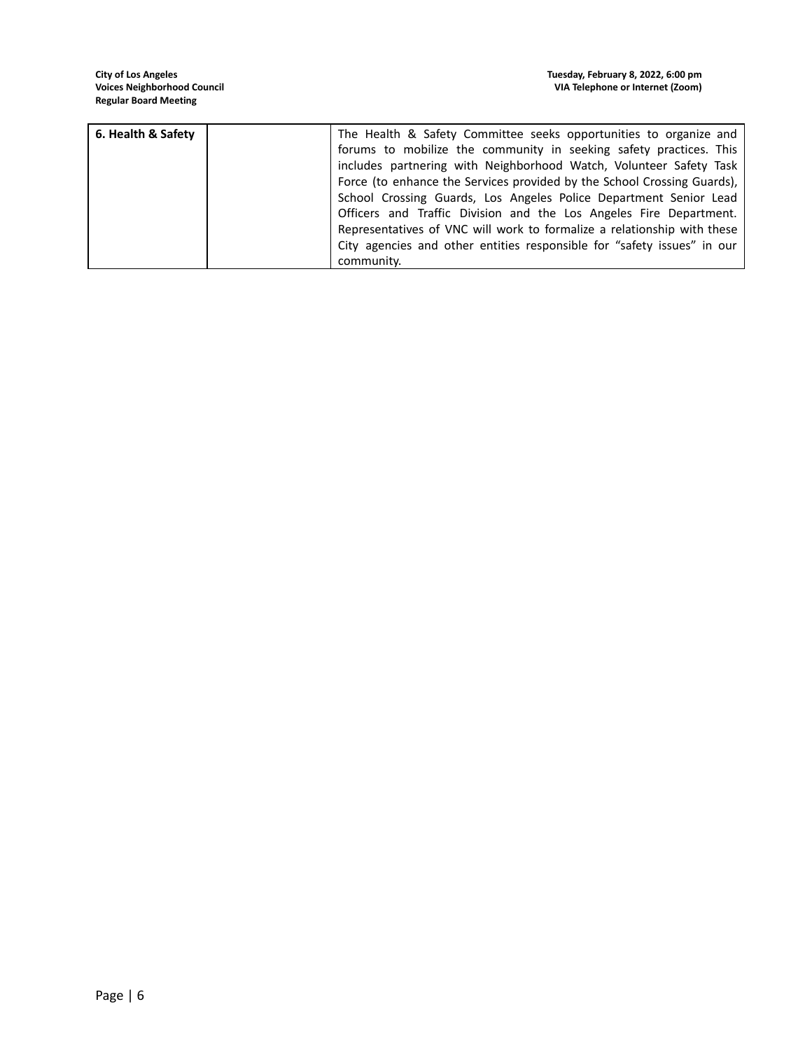| | | |
|---|---|---|
| **6. Health & Safety** | | The Health & Safety Committee seeks opportunities to organize and forums to mobilize the community in seeking safety practices. This includes partnering with Neighborhood Watch, Volunteer Safety Task Force (to enhance the Services provided by the School Crossing Guards), School Crossing Guards, Los Angeles Police Department Senior Lead Officers and Traffic Division and the Los Angeles Fire Department. Representatives of VNC will work to formalize a relationship with these City agencies and other entities responsible for "safety issues" in our community. |